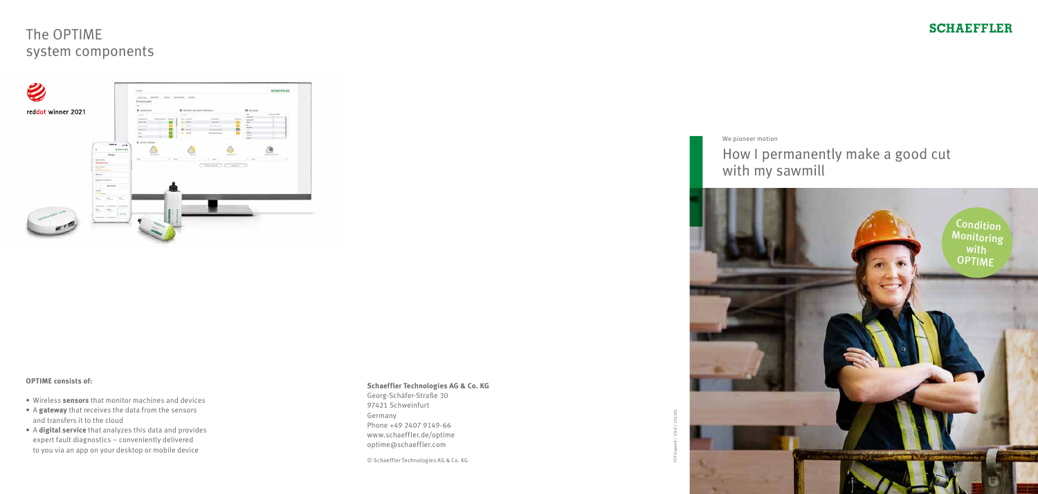# The OPTIME system components

reddot winner 2021

**OPTIME consists of:**

- Wireless **sensors** that monitor machines and devices
- A **gateway** that receives the data from the sensors and transfers it to the cloud
- A **digital service** that analyzes this data and provides expert fault diagnostics – conveniently delivered to you via an app on your desktop or mobile device

**Schaeffler Technologies AG & Co. KG**
Georg-Schäfer-Straße 30
97421 Schweinfurt
Germany
Phone +49 2407 9149-66
www.schaeffler.de/optime
optime@schaeffler.com

© Schaeffler Technologies AG & Co. KG

SCHAEFFLER

We pioneer motion

# How I permanently make a good cut with my sawmill

Condition Monitoring with OPTIME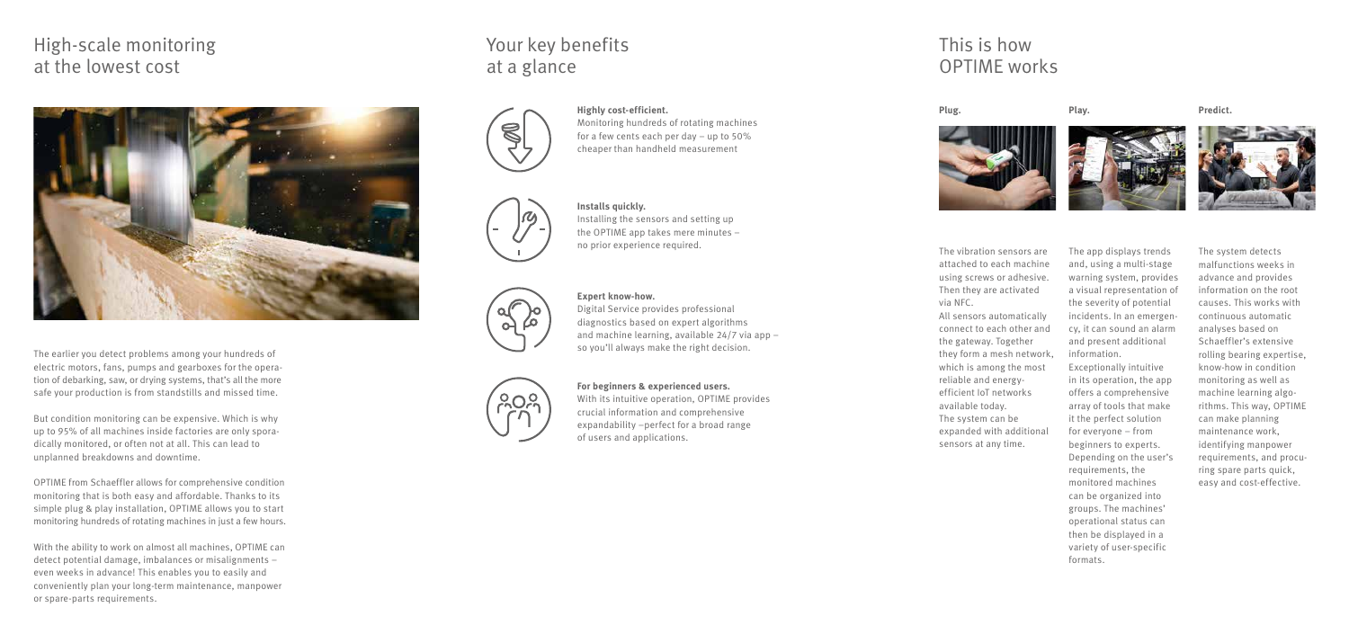## High-scale monitoring at the lowest cost

The earlier you detect problems among your hundreds of electric motors, fans, pumps and gearboxes for the operation of debarking, saw, or drying systems, that's all the more safe your production is from standstills and missed time.

But condition monitoring can be expensive. Which is why up to 95% of all machines inside factories are only sporadically monitored, or often not at all. This can lead to unplanned breakdowns and downtime.

OPTIME from Schaeffler allows for comprehensive condition monitoring that is both easy and affordable. Thanks to its simple plug & play installation, OPTIME allows you to start monitoring hundreds of rotating machines in just a few hours.

With the ability to work on almost all machines, OPTIME can detect potential damage, imbalances or misalignments – even weeks in advance! This enables you to easily and conveniently plan your long-term maintenance, manpower or spare-parts requirements.

## Your key benefits at a glance

**Highly cost-efficient.**
Monitoring hundreds of rotating machines for a few cents each per day – up to 50% cheaper than handheld measurement

**Installs quickly.**
Installing the sensors and setting up the OPTIME app takes mere minutes – no prior experience required.

**Expert know-how.**
Digital Service provides professional diagnostics based on expert algorithms and machine learning, available 24/7 via app – so you'll always make the right decision.

**For beginners & experienced users.**
With its intuitive operation, OPTIME provides crucial information and comprehensive expandability –perfect for a broad range of users and applications.

## This is how OPTIME works

**Plug.**

The vibration sensors are attached to each machine using screws or adhesive. Then they are activated via NFC.
All sensors automatically connect to each other and the gateway. Together they form a mesh network, which is among the most reliable and energy-efficient IoT networks available today.
The system can be expanded with additional sensors at any time.

**Play.**

The app displays trends and, using a multi-stage warning system, provides a visual representation of the severity of potential incidents. In an emergency, it can sound an alarm and present additional information.
Exceptionally intuitive in its operation, the app offers a comprehensive array of tools that make it the perfect solution for everyone – from beginners to experts. Depending on the user's requirements, the monitored machines can be organized into groups. The machines' operational status can then be displayed in a variety of user-specific formats.

**Predict.**

The system detects malfunctions weeks in advance and provides information on the root causes. This works with continuous automatic analyses based on Schaeffler's extensive rolling bearing expertise, know-how in condition monitoring as well as machine learning algorithms. This way, OPTIME can make planning maintenance work, identifying manpower requirements, and procuring spare parts quick, easy and cost-effective.